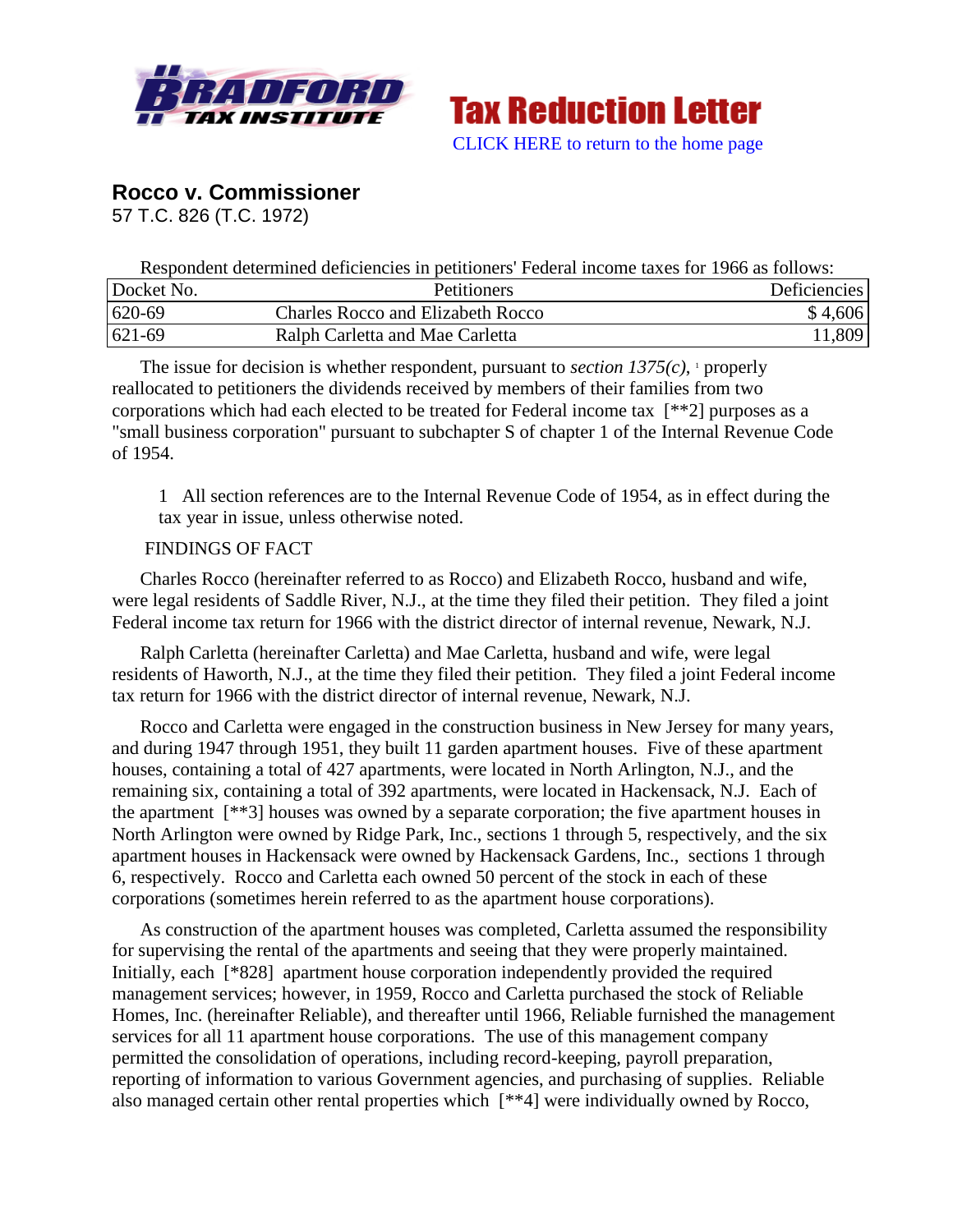# Tax Reduction Letter

CLICK HERE to return to the home page

## Rocco v. Commissioner

57 T.C. 826 (T.C. 1972)

Respondent determined deficiencies in petitioners' Federal income taxes for 1966 as follows:

| Docket No. | Petitioners | Deficiencies |
|---|---|---|
| 620-69 | Charles Rocco and Elizabeth Rocco | $ 4,606 |
| 621-69 | Ralph Carletta and Mae Carletta | 11,809 |

The issue for decision is whether respondent, pursuant to *section 1375(c)*, [1] properly reallocated to petitioners the dividends received by members of their families from two corporations which had each elected to be treated for Federal income tax [**2] purposes as a "small business corporation" pursuant to subchapter S of chapter 1 of the Internal Revenue Code of 1954.

1 All section references are to the Internal Revenue Code of 1954, as in effect during the tax year in issue, unless otherwise noted.

FINDINGS OF FACT

Charles Rocco (hereinafter referred to as Rocco) and Elizabeth Rocco, husband and wife, were legal residents of Saddle River, N.J., at the time they filed their petition. They filed a joint Federal income tax return for 1966 with the district director of internal revenue, Newark, N.J.

Ralph Carletta (hereinafter Carletta) and Mae Carletta, husband and wife, were legal residents of Haworth, N.J., at the time they filed their petition. They filed a joint Federal income tax return for 1966 with the district director of internal revenue, Newark, N.J.

Rocco and Carletta were engaged in the construction business in New Jersey for many years, and during 1947 through 1951, they built 11 garden apartment houses. Five of these apartment houses, containing a total of 427 apartments, were located in North Arlington, N.J., and the remaining six, containing a total of 392 apartments, were located in Hackensack, N.J. Each of the apartment [**3] houses was owned by a separate corporation; the five apartment houses in North Arlington were owned by Ridge Park, Inc., sections 1 through 5, respectively, and the six apartment houses in Hackensack were owned by Hackensack Gardens, Inc., sections 1 through 6, respectively. Rocco and Carletta each owned 50 percent of the stock in each of these corporations (sometimes herein referred to as the apartment house corporations).

As construction of the apartment houses was completed, Carletta assumed the responsibility for supervising the rental of the apartments and seeing that they were properly maintained. Initially, each [*828] apartment house corporation independently provided the required management services; however, in 1959, Rocco and Carletta purchased the stock of Reliable Homes, Inc. (hereinafter Reliable), and thereafter until 1966, Reliable furnished the management services for all 11 apartment house corporations. The use of this management company permitted the consolidation of operations, including record-keeping, payroll preparation, reporting of information to various Government agencies, and purchasing of supplies. Reliable also managed certain other rental properties which [**4] were individually owned by Rocco,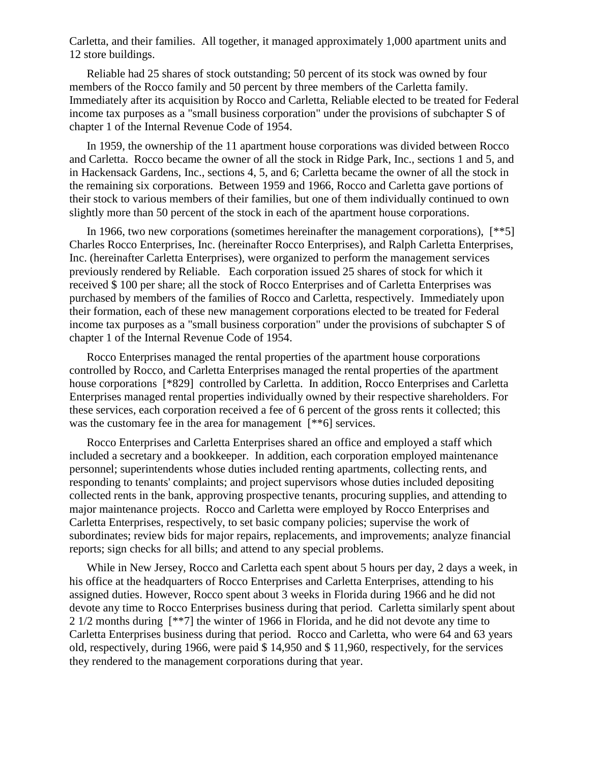Carletta, and their families. All together, it managed approximately 1,000 apartment units and 12 store buildings.

Reliable had 25 shares of stock outstanding; 50 percent of its stock was owned by four members of the Rocco family and 50 percent by three members of the Carletta family. Immediately after its acquisition by Rocco and Carletta, Reliable elected to be treated for Federal income tax purposes as a "small business corporation" under the provisions of subchapter S of chapter 1 of the Internal Revenue Code of 1954.

In 1959, the ownership of the 11 apartment house corporations was divided between Rocco and Carletta. Rocco became the owner of all the stock in Ridge Park, Inc., sections 1 and 5, and in Hackensack Gardens, Inc., sections 4, 5, and 6; Carletta became the owner of all the stock in the remaining six corporations. Between 1959 and 1966, Rocco and Carletta gave portions of their stock to various members of their families, but one of them individually continued to own slightly more than 50 percent of the stock in each of the apartment house corporations.

In 1966, two new corporations (sometimes hereinafter the management corporations), [**5] Charles Rocco Enterprises, Inc. (hereinafter Rocco Enterprises), and Ralph Carletta Enterprises, Inc. (hereinafter Carletta Enterprises), were organized to perform the management services previously rendered by Reliable. Each corporation issued 25 shares of stock for which it received $ 100 per share; all the stock of Rocco Enterprises and of Carletta Enterprises was purchased by members of the families of Rocco and Carletta, respectively. Immediately upon their formation, each of these new management corporations elected to be treated for Federal income tax purposes as a "small business corporation" under the provisions of subchapter S of chapter 1 of the Internal Revenue Code of 1954.

Rocco Enterprises managed the rental properties of the apartment house corporations controlled by Rocco, and Carletta Enterprises managed the rental properties of the apartment house corporations [*829] controlled by Carletta. In addition, Rocco Enterprises and Carletta Enterprises managed rental properties individually owned by their respective shareholders. For these services, each corporation received a fee of 6 percent of the gross rents it collected; this was the customary fee in the area for management [**6] services.

Rocco Enterprises and Carletta Enterprises shared an office and employed a staff which included a secretary and a bookkeeper. In addition, each corporation employed maintenance personnel; superintendents whose duties included renting apartments, collecting rents, and responding to tenants' complaints; and project supervisors whose duties included depositing collected rents in the bank, approving prospective tenants, procuring supplies, and attending to major maintenance projects. Rocco and Carletta were employed by Rocco Enterprises and Carletta Enterprises, respectively, to set basic company policies; supervise the work of subordinates; review bids for major repairs, replacements, and improvements; analyze financial reports; sign checks for all bills; and attend to any special problems.

While in New Jersey, Rocco and Carletta each spent about 5 hours per day, 2 days a week, in his office at the headquarters of Rocco Enterprises and Carletta Enterprises, attending to his assigned duties. However, Rocco spent about 3 weeks in Florida during 1966 and he did not devote any time to Rocco Enterprises business during that period. Carletta similarly spent about 2 1/2 months during [**7] the winter of 1966 in Florida, and he did not devote any time to Carletta Enterprises business during that period. Rocco and Carletta, who were 64 and 63 years old, respectively, during 1966, were paid $ 14,950 and $ 11,960, respectively, for the services they rendered to the management corporations during that year.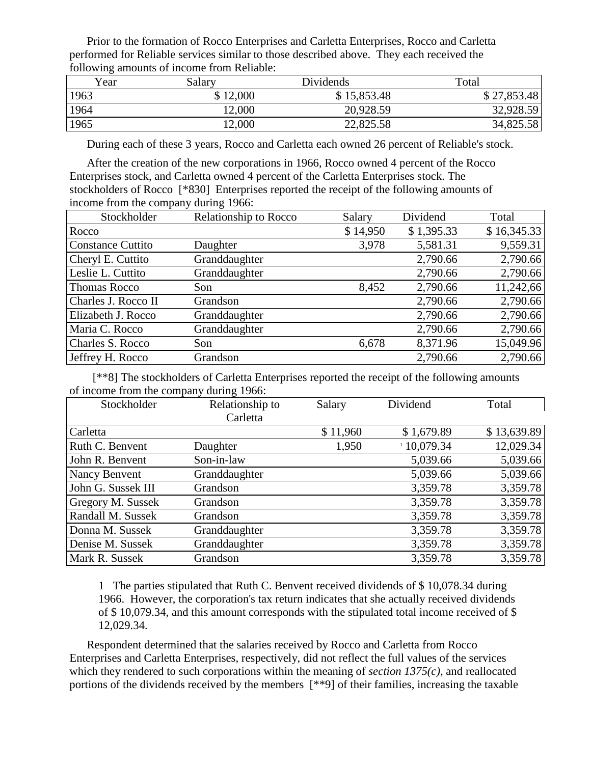Prior to the formation of Rocco Enterprises and Carletta Enterprises, Rocco and Carletta performed for Reliable services similar to those described above. They each received the following amounts of income from Reliable:

| Year | Salary | Dividends | Total |
|---|---|---|---|
| 1963 | $ 12,000 | $ 15,853.48 | $ 27,853.48 |
| 1964 | 12,000 | 20,928.59 | 32,928.59 |
| 1965 | 12,000 | 22,825.58 | 34,825.58 |

During each of these 3 years, Rocco and Carletta each owned 26 percent of Reliable's stock.

After the creation of the new corporations in 1966, Rocco owned 4 percent of the Rocco Enterprises stock, and Carletta owned 4 percent of the Carletta Enterprises stock. The stockholders of Rocco [*830] Enterprises reported the receipt of the following amounts of income from the company during 1966:

| Stockholder | Relationship to Rocco | Salary | Dividend | Total |
|---|---|---|---|---|
| Rocco | | $ 14,950 | $ 1,395.33 | $ 16,345.33 |
| Constance Cuttito | Daughter | 3,978 | 5,581.31 | 9,559.31 |
| Cheryl E. Cuttito | Granddaughter | | 2,790.66 | 2,790.66 |
| Leslie L. Cuttito | Granddaughter | | 2,790.66 | 2,790.66 |
| Thomas Rocco | Son | 8,452 | 2,790.66 | 11,242,66 |
| Charles J. Rocco II | Grandson | | 2,790.66 | 2,790.66 |
| Elizabeth J. Rocco | Granddaughter | | 2,790.66 | 2,790.66 |
| Maria C. Rocco | Granddaughter | | 2,790.66 | 2,790.66 |
| Charles S. Rocco | Son | 6,678 | 8,371.96 | 15,049.96 |
| Jeffrey H. Rocco | Grandson | | 2,790.66 | 2,790.66 |

[**8] The stockholders of Carletta Enterprises reported the receipt of the following amounts of income from the company during 1966:

| Stockholder | Relationship to Carletta | Salary | Dividend | Total |
|---|---|---|---|---|
| Carletta | | $ 11,960 | $ 1,679.89 | $ 13,639.89 |
| Ruth C. Benvent | Daughter | 1,950 | [1] 10,079.34 | 12,029.34 |
| John R. Benvent | Son-in-law | | 5,039.66 | 5,039.66 |
| Nancy Benvent | Granddaughter | | 5,039.66 | 5,039.66 |
| John G. Sussek III | Grandson | | 3,359.78 | 3,359.78 |
| Gregory M. Sussek | Grandson | | 3,359.78 | 3,359.78 |
| Randall M. Sussek | Grandson | | 3,359.78 | 3,359.78 |
| Donna M. Sussek | Granddaughter | | 3,359.78 | 3,359.78 |
| Denise M. Sussek | Granddaughter | | 3,359.78 | 3,359.78 |
| Mark R. Sussek | Grandson | | 3,359.78 | 3,359.78 |

1 The parties stipulated that Ruth C. Benvent received dividends of $ 10,078.34 during 1966. However, the corporation's tax return indicates that she actually received dividends of $ 10,079.34, and this amount corresponds with the stipulated total income received of $ 12,029.34.

Respondent determined that the salaries received by Rocco and Carletta from Rocco Enterprises and Carletta Enterprises, respectively, did not reflect the full values of the services which they rendered to such corporations within the meaning of *section 1375(c)*, and reallocated portions of the dividends received by the members [**9] of their families, increasing the taxable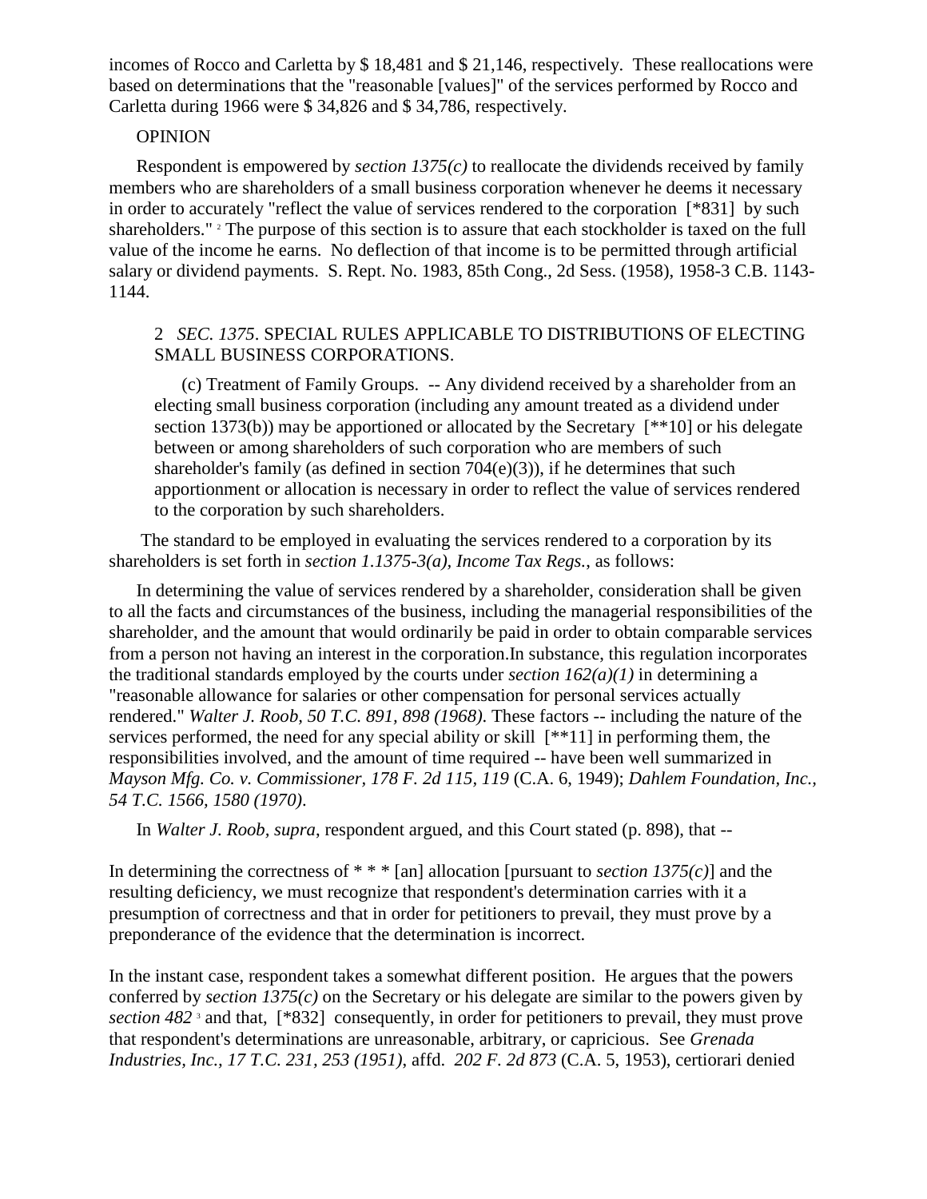incomes of Rocco and Carletta by $ 18,481 and $ 21,146, respectively. These reallocations were based on determinations that the "reasonable [values]" of the services performed by Rocco and Carletta during 1966 were $ 34,826 and $ 34,786, respectively.

OPINION

Respondent is empowered by *section 1375(c)* to reallocate the dividends received by family members who are shareholders of a small business corporation whenever he deems it necessary in order to accurately "reflect the value of services rendered to the corporation [*831] by such shareholders." [2] The purpose of this section is to assure that each stockholder is taxed on the full value of the income he earns. No deflection of that income is to be permitted through artificial salary or dividend payments. S. Rept. No. 1983, 85th Cong., 2d Sess. (1958), 1958-3 C.B. 1143-1144.

> 2 *SEC. 1375*. SPECIAL RULES APPLICABLE TO DISTRIBUTIONS OF ELECTING SMALL BUSINESS CORPORATIONS.
>
> (c) Treatment of Family Groups. -- Any dividend received by a shareholder from an electing small business corporation (including any amount treated as a dividend under section 1373(b)) may be apportioned or allocated by the Secretary [**10] or his delegate between or among shareholders of such corporation who are members of such shareholder's family (as defined in section 704(e)(3)), if he determines that such apportionment or allocation is necessary in order to reflect the value of services rendered to the corporation by such shareholders.

The standard to be employed in evaluating the services rendered to a corporation by its shareholders is set forth in *section 1.1375-3(a), Income Tax Regs.*, as follows:

In determining the value of services rendered by a shareholder, consideration shall be given to all the facts and circumstances of the business, including the managerial responsibilities of the shareholder, and the amount that would ordinarily be paid in order to obtain comparable services from a person not having an interest in the corporation.In substance, this regulation incorporates the traditional standards employed by the courts under *section 162(a)(1)* in determining a "reasonable allowance for salaries or other compensation for personal services actually rendered." *Walter J. Roob, 50 T.C. 891, 898 (1968)*. These factors -- including the nature of the services performed, the need for any special ability or skill [**11] in performing them, the responsibilities involved, and the amount of time required -- have been well summarized in *Mayson Mfg. Co. v. Commissioner, 178 F. 2d 115, 119* (C.A. 6, 1949); *Dahlem Foundation, Inc., 54 T.C. 1566, 1580 (1970)*.

In *Walter J. Roob*, *supra*, respondent argued, and this Court stated (p. 898), that --

In determining the correctness of * * * [an] allocation [pursuant to *section 1375(c)*] and the resulting deficiency, we must recognize that respondent's determination carries with it a presumption of correctness and that in order for petitioners to prevail, they must prove by a preponderance of the evidence that the determination is incorrect.

In the instant case, respondent takes a somewhat different position. He argues that the powers conferred by *section 1375(c)* on the Secretary or his delegate are similar to the powers given by *section 482* [3] and that, [*832] consequently, in order for petitioners to prevail, they must prove that respondent's determinations are unreasonable, arbitrary, or capricious. See *Grenada Industries, Inc., 17 T.C. 231, 253 (1951)*, affd. *202 F. 2d 873* (C.A. 5, 1953), certiorari denied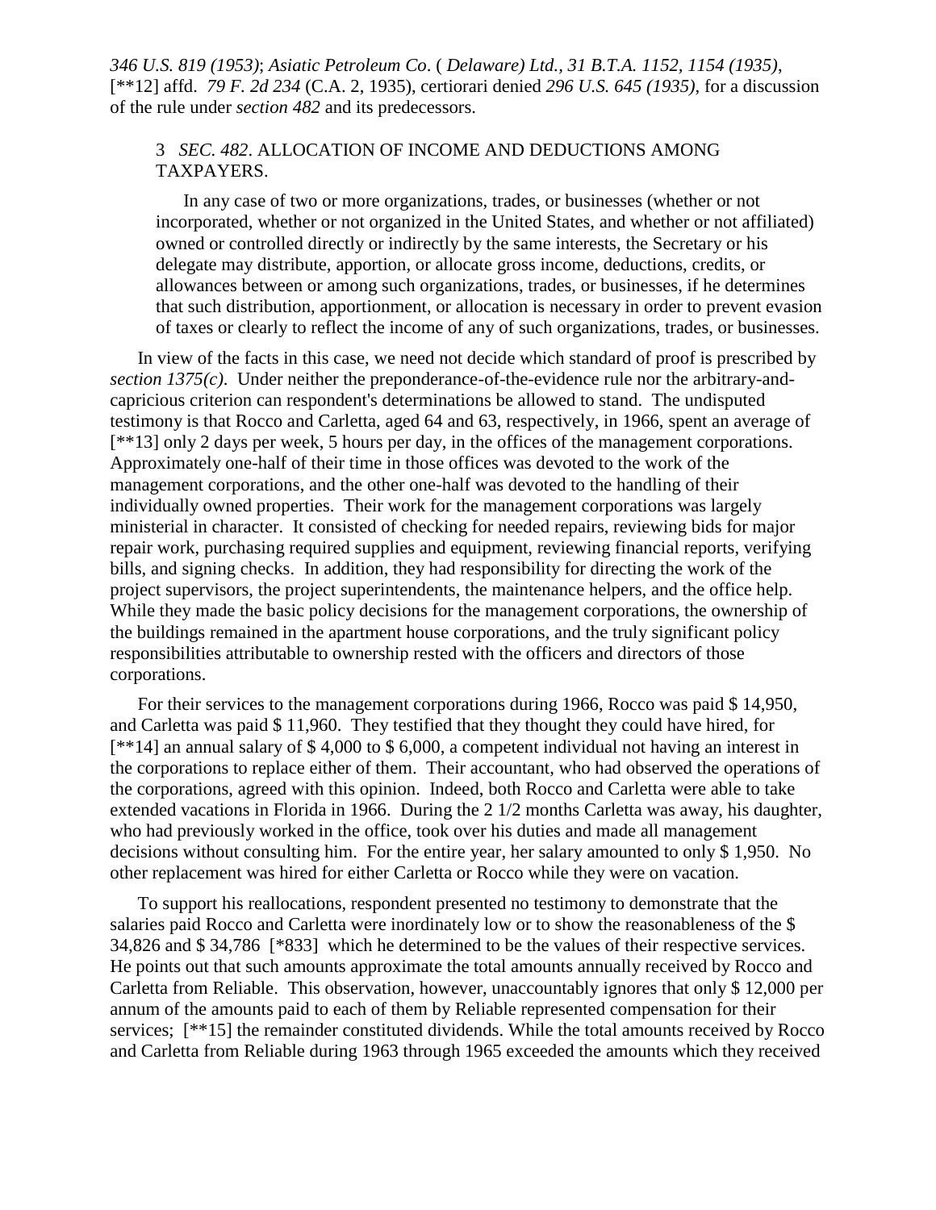*346 U.S. 819 (1953)*; *Asiatic Petroleum Co*. ( *Delaware) Ltd., 31 B.T.A. 1152, 1154 (1935)*, [**12] affd. *79 F. 2d 234* (C.A. 2, 1935), certiorari denied *296 U.S. 645 (1935)*, for a discussion of the rule under *section 482* and its predecessors.

> 3 *SEC. 482*. ALLOCATION OF INCOME AND DEDUCTIONS AMONG TAXPAYERS.
>
> In any case of two or more organizations, trades, or businesses (whether or not incorporated, whether or not organized in the United States, and whether or not affiliated) owned or controlled directly or indirectly by the same interests, the Secretary or his delegate may distribute, apportion, or allocate gross income, deductions, credits, or allowances between or among such organizations, trades, or businesses, if he determines that such distribution, apportionment, or allocation is necessary in order to prevent evasion of taxes or clearly to reflect the income of any of such organizations, trades, or businesses.

In view of the facts in this case, we need not decide which standard of proof is prescribed by *section 1375(c)*. Under neither the preponderance-of-the-evidence rule nor the arbitrary-and-capricious criterion can respondent's determinations be allowed to stand. The undisputed testimony is that Rocco and Carletta, aged 64 and 63, respectively, in 1966, spent an average of [**13] only 2 days per week, 5 hours per day, in the offices of the management corporations. Approximately one-half of their time in those offices was devoted to the work of the management corporations, and the other one-half was devoted to the handling of their individually owned properties. Their work for the management corporations was largely ministerial in character. It consisted of checking for needed repairs, reviewing bids for major repair work, purchasing required supplies and equipment, reviewing financial reports, verifying bills, and signing checks. In addition, they had responsibility for directing the work of the project supervisors, the project superintendents, the maintenance helpers, and the office help. While they made the basic policy decisions for the management corporations, the ownership of the buildings remained in the apartment house corporations, and the truly significant policy responsibilities attributable to ownership rested with the officers and directors of those corporations.

For their services to the management corporations during 1966, Rocco was paid $ 14,950, and Carletta was paid $ 11,960. They testified that they thought they could have hired, for [**14] an annual salary of $ 4,000 to $ 6,000, a competent individual not having an interest in the corporations to replace either of them. Their accountant, who had observed the operations of the corporations, agreed with this opinion. Indeed, both Rocco and Carletta were able to take extended vacations in Florida in 1966. During the 2 1/2 months Carletta was away, his daughter, who had previously worked in the office, took over his duties and made all management decisions without consulting him. For the entire year, her salary amounted to only $ 1,950. No other replacement was hired for either Carletta or Rocco while they were on vacation.

To support his reallocations, respondent presented no testimony to demonstrate that the salaries paid Rocco and Carletta were inordinately low or to show the reasonableness of the $ 34,826 and $ 34,786 [*833] which he determined to be the values of their respective services. He points out that such amounts approximate the total amounts annually received by Rocco and Carletta from Reliable. This observation, however, unaccountably ignores that only $ 12,000 per annum of the amounts paid to each of them by Reliable represented compensation for their services; [**15] the remainder constituted dividends. While the total amounts received by Rocco and Carletta from Reliable during 1963 through 1965 exceeded the amounts which they received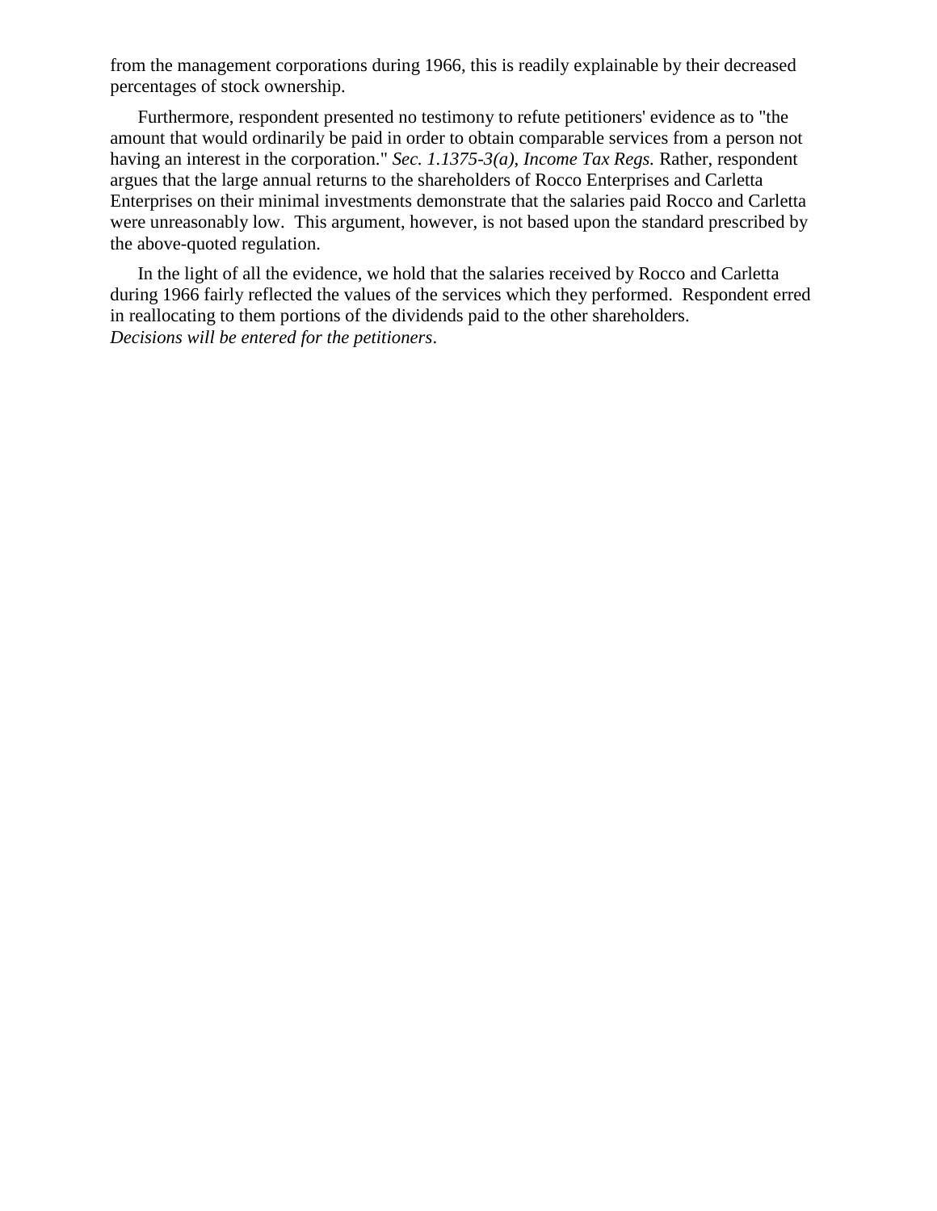from the management corporations during 1966, this is readily explainable by their decreased percentages of stock ownership.

Furthermore, respondent presented no testimony to refute petitioners' evidence as to "the amount that would ordinarily be paid in order to obtain comparable services from a person not having an interest in the corporation." *Sec. 1.1375-3(a), Income Tax Regs.* Rather, respondent argues that the large annual returns to the shareholders of Rocco Enterprises and Carletta Enterprises on their minimal investments demonstrate that the salaries paid Rocco and Carletta were unreasonably low. This argument, however, is not based upon the standard prescribed by the above-quoted regulation.

In the light of all the evidence, we hold that the salaries received by Rocco and Carletta during 1966 fairly reflected the values of the services which they performed. Respondent erred in reallocating to them portions of the dividends paid to the other shareholders.

*Decisions will be entered for the petitioners*.